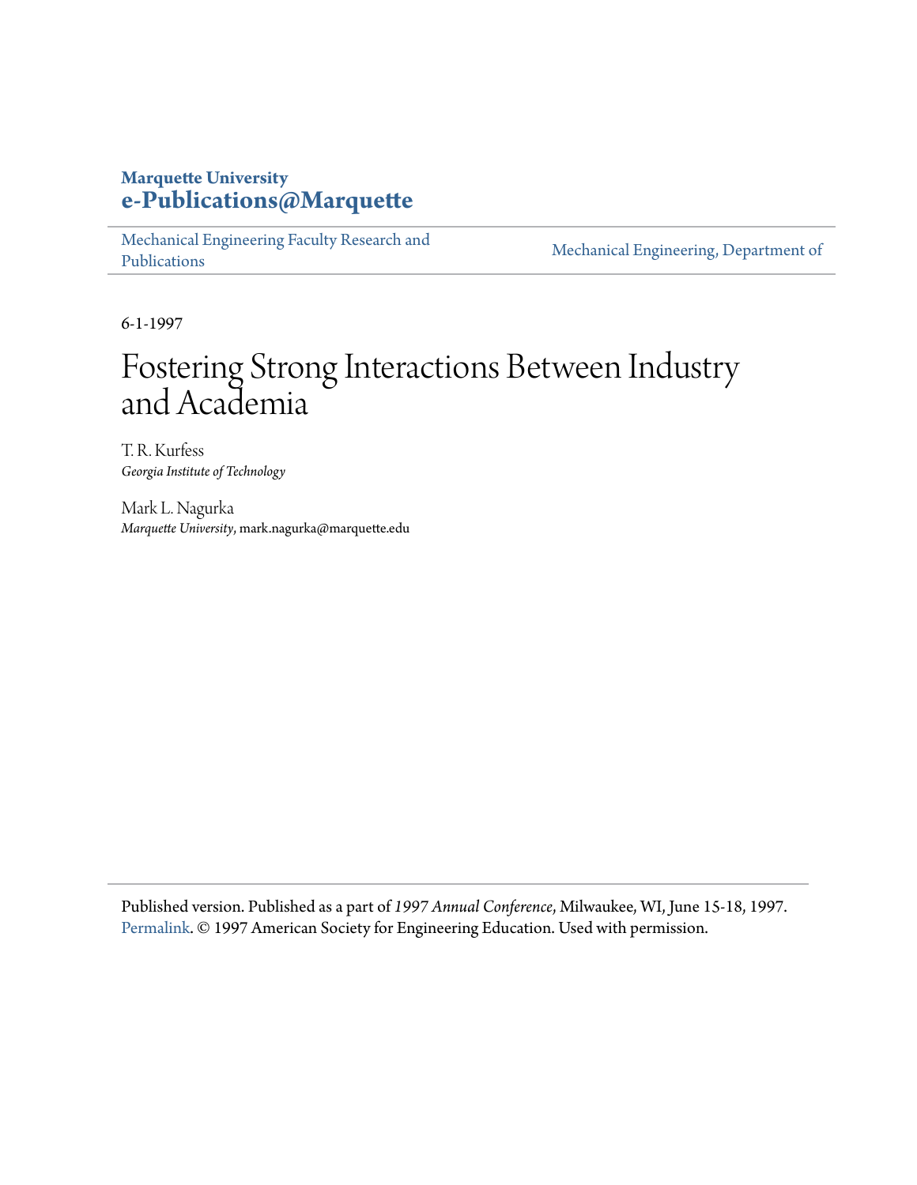**Marquette University**
**e-Publications@Marquette**

Mechanical Engineering Faculty Research and Publications | Mechanical Engineering, Department of

6-1-1997

# Fostering Strong Interactions Between Industry and Academia

T. R. Kurfess
*Georgia Institute of Technology*

Mark L. Nagurka
*Marquette University*, mark.nagurka@marquette.edu

---

Published version. Published as a part of *1997 Annual Conference*, Milwaukee, WI, June 15-18, 1997. Permalink. © 1997 American Society for Engineering Education. Used with permission.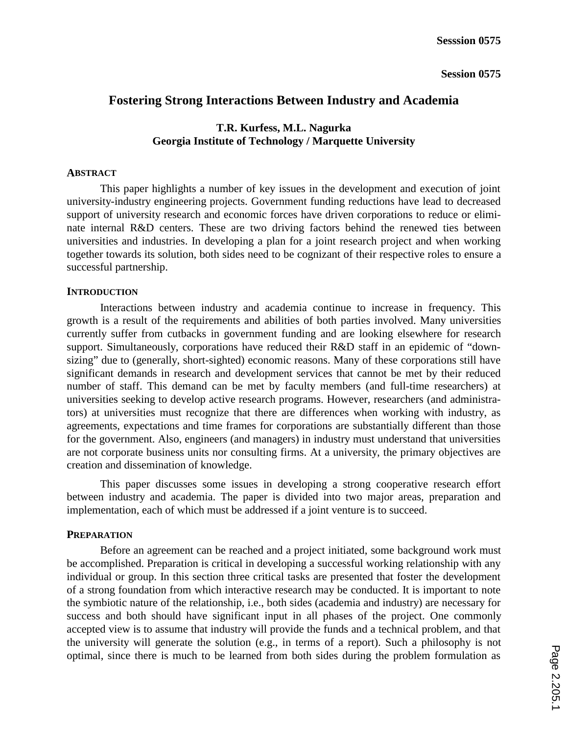# Fostering Strong Interactions Between Industry and Academia

**T.R. Kurfess, M.L. Nagurka**
**Georgia Institute of Technology / Marquette University**

## ABSTRACT

This paper highlights a number of key issues in the development and execution of joint university-industry engineering projects. Government funding reductions have lead to decreased support of university research and economic forces have driven corporations to reduce or eliminate internal R&D centers. These are two driving factors behind the renewed ties between universities and industries. In developing a plan for a joint research project and when working together towards its solution, both sides need to be cognizant of their respective roles to ensure a successful partnership.

## INTRODUCTION

Interactions between industry and academia continue to increase in frequency. This growth is a result of the requirements and abilities of both parties involved. Many universities currently suffer from cutbacks in government funding and are looking elsewhere for research support. Simultaneously, corporations have reduced their R&D staff in an epidemic of "downsizing" due to (generally, short-sighted) economic reasons. Many of these corporations still have significant demands in research and development services that cannot be met by their reduced number of staff. This demand can be met by faculty members (and full-time researchers) at universities seeking to develop active research programs. However, researchers (and administrators) at universities must recognize that there are differences when working with industry, as agreements, expectations and time frames for corporations are substantially different than those for the government. Also, engineers (and managers) in industry must understand that universities are not corporate business units nor consulting firms. At a university, the primary objectives are creation and dissemination of knowledge.

This paper discusses some issues in developing a strong cooperative research effort between industry and academia. The paper is divided into two major areas, preparation and implementation, each of which must be addressed if a joint venture is to succeed.

## PREPARATION

Before an agreement can be reached and a project initiated, some background work must be accomplished. Preparation is critical in developing a successful working relationship with any individual or group. In this section three critical tasks are presented that foster the development of a strong foundation from which interactive research may be conducted. It is important to note the symbiotic nature of the relationship, i.e., both sides (academia and industry) are necessary for success and both should have significant input in all phases of the project. One commonly accepted view is to assume that industry will provide the funds and a technical problem, and that the university will generate the solution (e.g., in terms of a report). Such a philosophy is not optimal, since there is much to be learned from both sides during the problem formulation as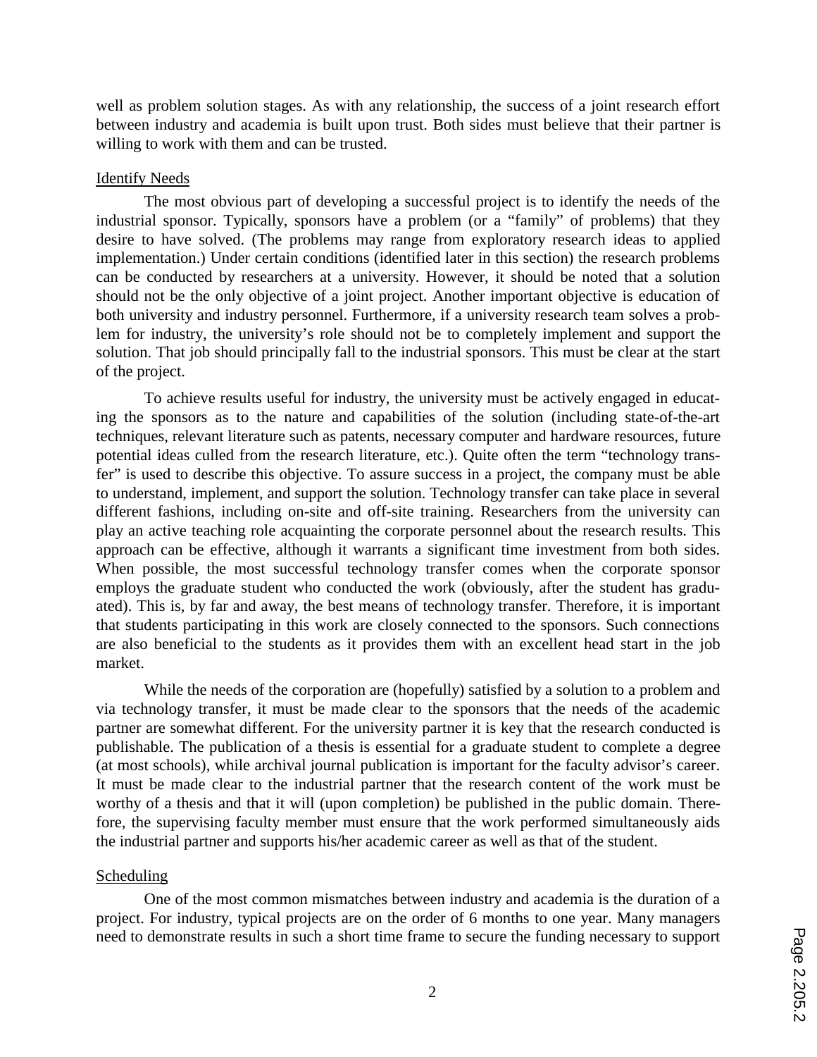well as problem solution stages. As with any relationship, the success of a joint research effort between industry and academia is built upon trust. Both sides must believe that their partner is willing to work with them and can be trusted.

## Identify Needs

The most obvious part of developing a successful project is to identify the needs of the industrial sponsor. Typically, sponsors have a problem (or a "family" of problems) that they desire to have solved. (The problems may range from exploratory research ideas to applied implementation.) Under certain conditions (identified later in this section) the research problems can be conducted by researchers at a university. However, it should be noted that a solution should not be the only objective of a joint project. Another important objective is education of both university and industry personnel. Furthermore, if a university research team solves a problem for industry, the university's role should not be to completely implement and support the solution. That job should principally fall to the industrial sponsors. This must be clear at the start of the project.

To achieve results useful for industry, the university must be actively engaged in educating the sponsors as to the nature and capabilities of the solution (including state-of-the-art techniques, relevant literature such as patents, necessary computer and hardware resources, future potential ideas culled from the research literature, etc.). Quite often the term "technology transfer" is used to describe this objective. To assure success in a project, the company must be able to understand, implement, and support the solution. Technology transfer can take place in several different fashions, including on-site and off-site training. Researchers from the university can play an active teaching role acquainting the corporate personnel about the research results. This approach can be effective, although it warrants a significant time investment from both sides. When possible, the most successful technology transfer comes when the corporate sponsor employs the graduate student who conducted the work (obviously, after the student has graduated). This is, by far and away, the best means of technology transfer. Therefore, it is important that students participating in this work are closely connected to the sponsors. Such connections are also beneficial to the students as it provides them with an excellent head start in the job market.

While the needs of the corporation are (hopefully) satisfied by a solution to a problem and via technology transfer, it must be made clear to the sponsors that the needs of the academic partner are somewhat different. For the university partner it is key that the research conducted is publishable. The publication of a thesis is essential for a graduate student to complete a degree (at most schools), while archival journal publication is important for the faculty advisor's career. It must be made clear to the industrial partner that the research content of the work must be worthy of a thesis and that it will (upon completion) be published in the public domain. Therefore, the supervising faculty member must ensure that the work performed simultaneously aids the industrial partner and supports his/her academic career as well as that of the student.

## Scheduling

One of the most common mismatches between industry and academia is the duration of a project. For industry, typical projects are on the order of 6 months to one year. Many managers need to demonstrate results in such a short time frame to secure the funding necessary to support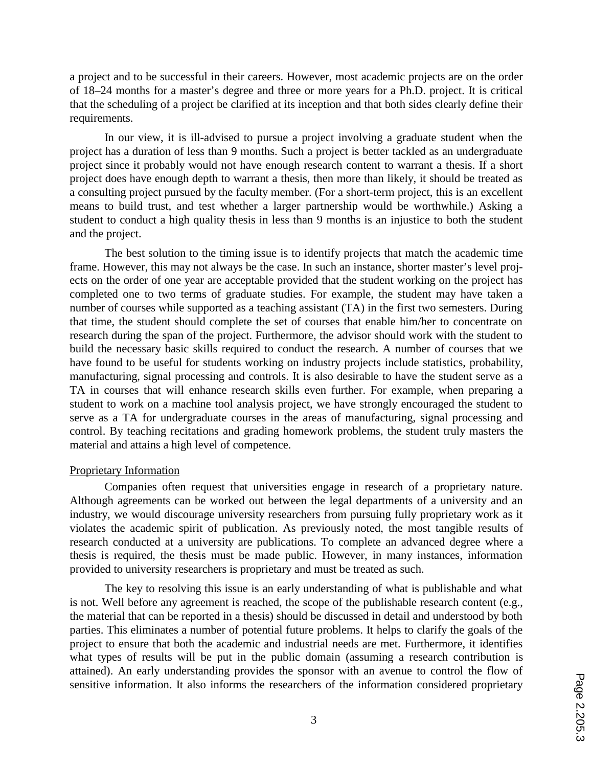a project and to be successful in their careers. However, most academic projects are on the order of 18–24 months for a master's degree and three or more years for a Ph.D. project. It is critical that the scheduling of a project be clarified at its inception and that both sides clearly define their requirements.

In our view, it is ill-advised to pursue a project involving a graduate student when the project has a duration of less than 9 months. Such a project is better tackled as an undergraduate project since it probably would not have enough research content to warrant a thesis. If a short project does have enough depth to warrant a thesis, then more than likely, it should be treated as a consulting project pursued by the faculty member. (For a short-term project, this is an excellent means to build trust, and test whether a larger partnership would be worthwhile.) Asking a student to conduct a high quality thesis in less than 9 months is an injustice to both the student and the project.

The best solution to the timing issue is to identify projects that match the academic time frame. However, this may not always be the case. In such an instance, shorter master's level projects on the order of one year are acceptable provided that the student working on the project has completed one to two terms of graduate studies. For example, the student may have taken a number of courses while supported as a teaching assistant (TA) in the first two semesters. During that time, the student should complete the set of courses that enable him/her to concentrate on research during the span of the project. Furthermore, the advisor should work with the student to build the necessary basic skills required to conduct the research. A number of courses that we have found to be useful for students working on industry projects include statistics, probability, manufacturing, signal processing and controls. It is also desirable to have the student serve as a TA in courses that will enhance research skills even further. For example, when preparing a student to work on a machine tool analysis project, we have strongly encouraged the student to serve as a TA for undergraduate courses in the areas of manufacturing, signal processing and control. By teaching recitations and grading homework problems, the student truly masters the material and attains a high level of competence.

Proprietary Information

Companies often request that universities engage in research of a proprietary nature. Although agreements can be worked out between the legal departments of a university and an industry, we would discourage university researchers from pursuing fully proprietary work as it violates the academic spirit of publication. As previously noted, the most tangible results of research conducted at a university are publications. To complete an advanced degree where a thesis is required, the thesis must be made public. However, in many instances, information provided to university researchers is proprietary and must be treated as such.

The key to resolving this issue is an early understanding of what is publishable and what is not. Well before any agreement is reached, the scope of the publishable research content (e.g., the material that can be reported in a thesis) should be discussed in detail and understood by both parties. This eliminates a number of potential future problems. It helps to clarify the goals of the project to ensure that both the academic and industrial needs are met. Furthermore, it identifies what types of results will be put in the public domain (assuming a research contribution is attained). An early understanding provides the sponsor with an avenue to control the flow of sensitive information. It also informs the researchers of the information considered proprietary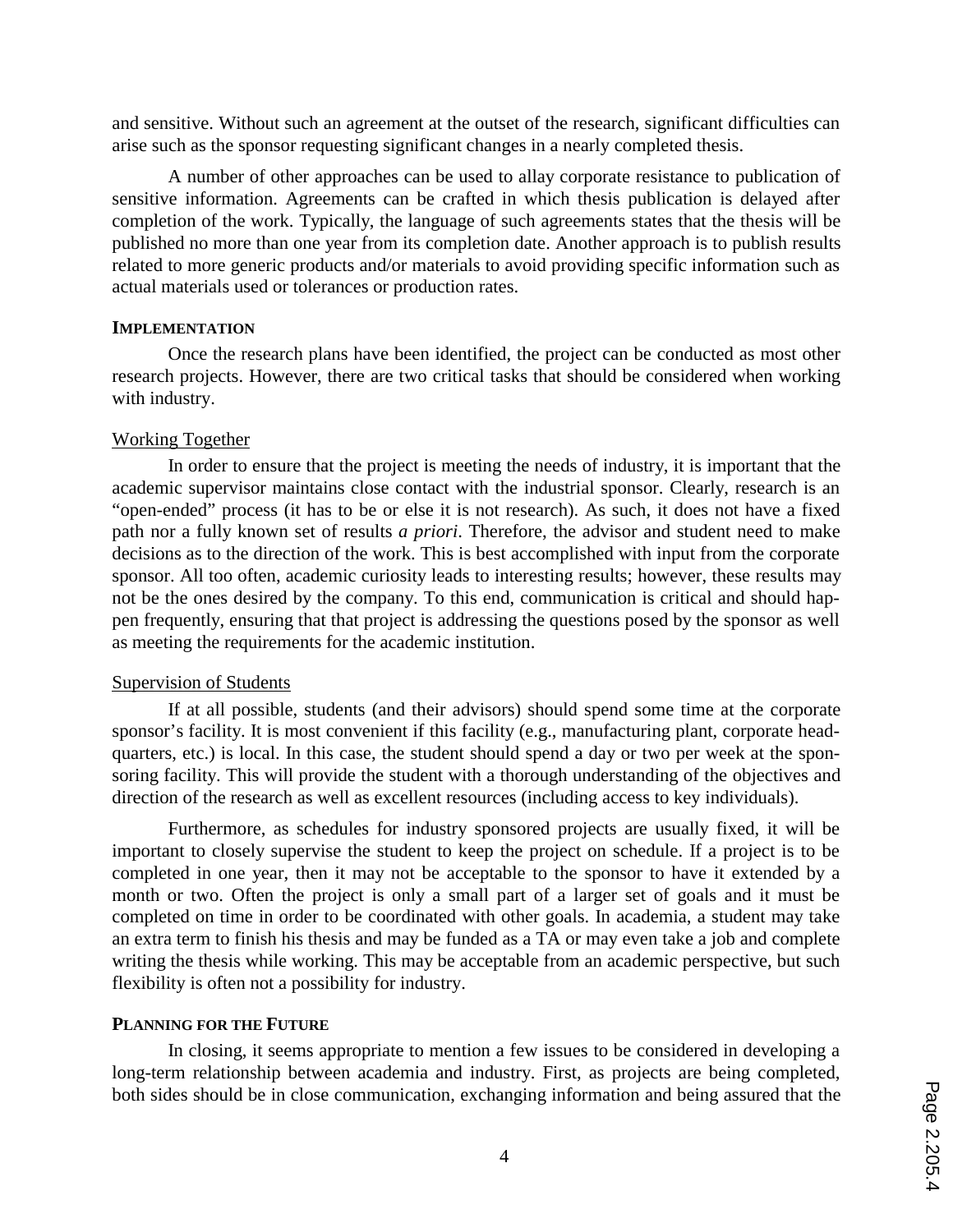and sensitive. Without such an agreement at the outset of the research, significant difficulties can arise such as the sponsor requesting significant changes in a nearly completed thesis.

A number of other approaches can be used to allay corporate resistance to publication of sensitive information. Agreements can be crafted in which thesis publication is delayed after completion of the work. Typically, the language of such agreements states that the thesis will be published no more than one year from its completion date. Another approach is to publish results related to more generic products and/or materials to avoid providing specific information such as actual materials used or tolerances or production rates.

## IMPLEMENTATION

Once the research plans have been identified, the project can be conducted as most other research projects. However, there are two critical tasks that should be considered when working with industry.

### Working Together

In order to ensure that the project is meeting the needs of industry, it is important that the academic supervisor maintains close contact with the industrial sponsor. Clearly, research is an "open-ended" process (it has to be or else it is not research). As such, it does not have a fixed path nor a fully known set of results *a priori*. Therefore, the advisor and student need to make decisions as to the direction of the work. This is best accomplished with input from the corporate sponsor. All too often, academic curiosity leads to interesting results; however, these results may not be the ones desired by the company. To this end, communication is critical and should happen frequently, ensuring that that project is addressing the questions posed by the sponsor as well as meeting the requirements for the academic institution.

### Supervision of Students

If at all possible, students (and their advisors) should spend some time at the corporate sponsor's facility. It is most convenient if this facility (e.g., manufacturing plant, corporate headquarters, etc.) is local. In this case, the student should spend a day or two per week at the sponsoring facility. This will provide the student with a thorough understanding of the objectives and direction of the research as well as excellent resources (including access to key individuals).

Furthermore, as schedules for industry sponsored projects are usually fixed, it will be important to closely supervise the student to keep the project on schedule. If a project is to be completed in one year, then it may not be acceptable to the sponsor to have it extended by a month or two. Often the project is only a small part of a larger set of goals and it must be completed on time in order to be coordinated with other goals. In academia, a student may take an extra term to finish his thesis and may be funded as a TA or may even take a job and complete writing the thesis while working. This may be acceptable from an academic perspective, but such flexibility is often not a possibility for industry.

## PLANNING FOR THE FUTURE

In closing, it seems appropriate to mention a few issues to be considered in developing a long-term relationship between academia and industry. First, as projects are being completed, both sides should be in close communication, exchanging information and being assured that the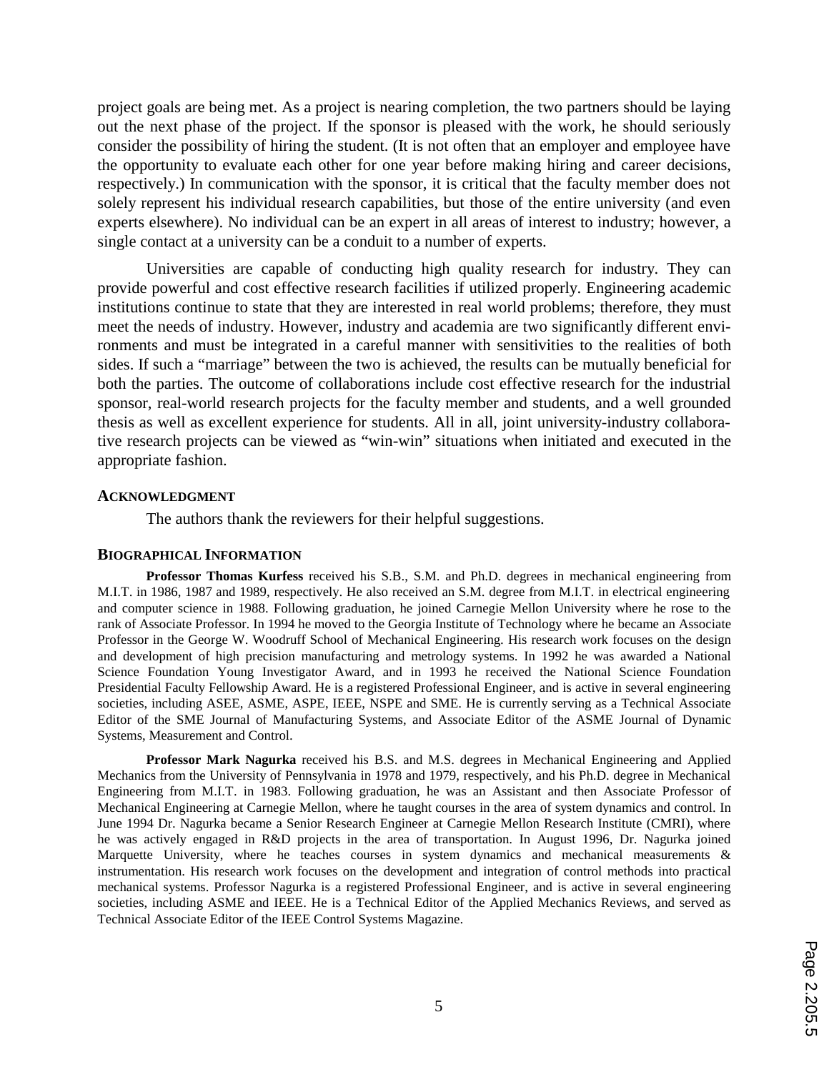project goals are being met. As a project is nearing completion, the two partners should be laying out the next phase of the project. If the sponsor is pleased with the work, he should seriously consider the possibility of hiring the student. (It is not often that an employer and employee have the opportunity to evaluate each other for one year before making hiring and career decisions, respectively.) In communication with the sponsor, it is critical that the faculty member does not solely represent his individual research capabilities, but those of the entire university (and even experts elsewhere). No individual can be an expert in all areas of interest to industry; however, a single contact at a university can be a conduit to a number of experts.

Universities are capable of conducting high quality research for industry. They can provide powerful and cost effective research facilities if utilized properly. Engineering academic institutions continue to state that they are interested in real world problems; therefore, they must meet the needs of industry. However, industry and academia are two significantly different environments and must be integrated in a careful manner with sensitivities to the realities of both sides. If such a "marriage" between the two is achieved, the results can be mutually beneficial for both the parties. The outcome of collaborations include cost effective research for the industrial sponsor, real-world research projects for the faculty member and students, and a well grounded thesis as well as excellent experience for students. All in all, joint university-industry collaborative research projects can be viewed as "win-win" situations when initiated and executed in the appropriate fashion.

## ACKNOWLEDGMENT

The authors thank the reviewers for their helpful suggestions.

## BIOGRAPHICAL INFORMATION

**Professor Thomas Kurfess** received his S.B., S.M. and Ph.D. degrees in mechanical engineering from M.I.T. in 1986, 1987 and 1989, respectively. He also received an S.M. degree from M.I.T. in electrical engineering and computer science in 1988. Following graduation, he joined Carnegie Mellon University where he rose to the rank of Associate Professor. In 1994 he moved to the Georgia Institute of Technology where he became an Associate Professor in the George W. Woodruff School of Mechanical Engineering. His research work focuses on the design and development of high precision manufacturing and metrology systems. In 1992 he was awarded a National Science Foundation Young Investigator Award, and in 1993 he received the National Science Foundation Presidential Faculty Fellowship Award. He is a registered Professional Engineer, and is active in several engineering societies, including ASEE, ASME, ASPE, IEEE, NSPE and SME. He is currently serving as a Technical Associate Editor of the SME Journal of Manufacturing Systems, and Associate Editor of the ASME Journal of Dynamic Systems, Measurement and Control.

**Professor Mark Nagurka** received his B.S. and M.S. degrees in Mechanical Engineering and Applied Mechanics from the University of Pennsylvania in 1978 and 1979, respectively, and his Ph.D. degree in Mechanical Engineering from M.I.T. in 1983. Following graduation, he was an Assistant and then Associate Professor of Mechanical Engineering at Carnegie Mellon, where he taught courses in the area of system dynamics and control. In June 1994 Dr. Nagurka became a Senior Research Engineer at Carnegie Mellon Research Institute (CMRI), where he was actively engaged in R&D projects in the area of transportation. In August 1996, Dr. Nagurka joined Marquette University, where he teaches courses in system dynamics and mechanical measurements & instrumentation. His research work focuses on the development and integration of control methods into practical mechanical systems. Professor Nagurka is a registered Professional Engineer, and is active in several engineering societies, including ASME and IEEE. He is a Technical Editor of the Applied Mechanics Reviews, and served as Technical Associate Editor of the IEEE Control Systems Magazine.